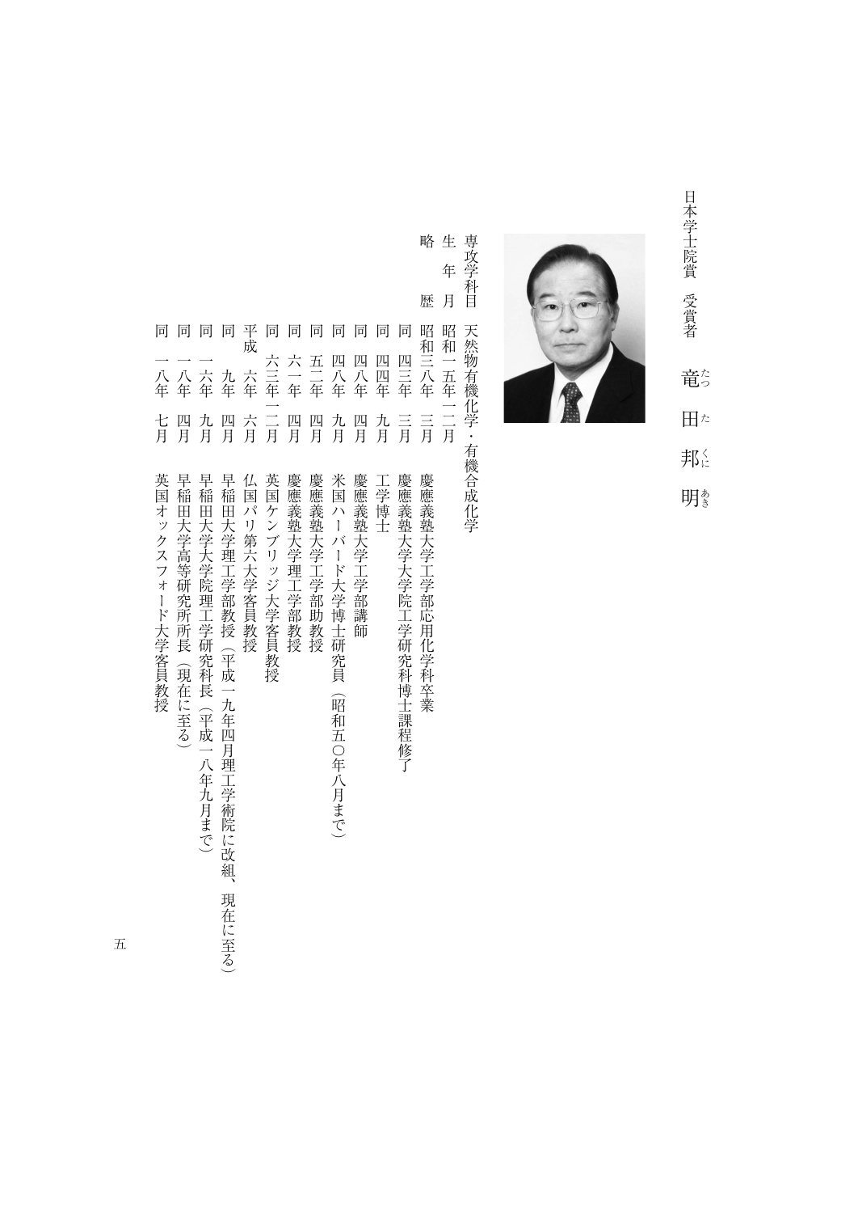日本学士院賞　受賞者

# 竜田（たつた）邦明（くにあき）

専攻学科目　天然物有機化学・有機合成化学

生年月　昭和一五年一二月

略歴

- 昭和三八年　三月　慶應義塾大学工学部応用化学科卒業
- 同　四三年　三月　慶應義塾大学大学院工学研究科博士課程修了
- 同　四四年　九月　工学博士
- 同　四八年　四月　慶應義塾大学工学部講師
- 同　四八年　九月　米国ハーバード大学博士研究員（昭和五〇年八月まで）
- 同　五二年　四月　慶應義塾大学工学部助教授
- 同　六一年　四月　慶應義塾大学理工学部教授
- 同　六三年一二月　英国ケンブリッジ大学客員教授
- 平成　六年　六月　仏国パリ第六大学客員教授
- 同　九年　四月　早稲田大学理工学部教授（平成一九年四月理工学術院に改組、現在に至る）
- 同　一六年　九月　早稲田大学大学院理工学研究科長（平成一八年九月まで）
- 同　一八年　四月　早稲田大学高等研究所所長（現在に至る）
- 同　一八年　七月　英国オックスフォード大学客員教授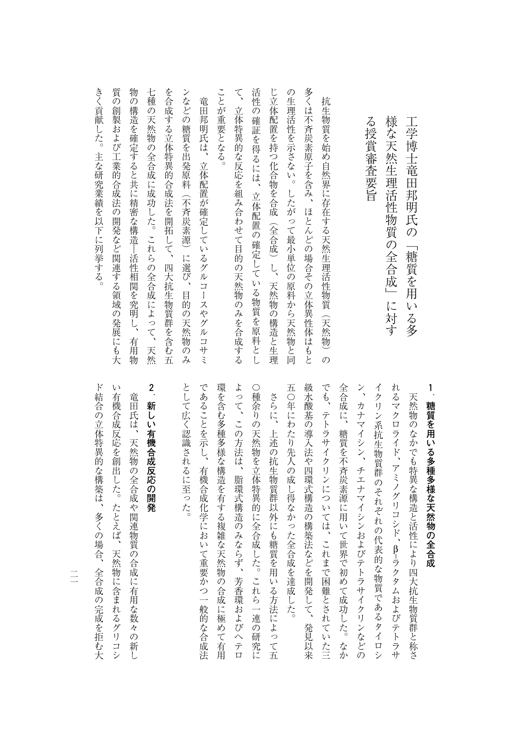# 工学博士竜田邦明氏の「糖質を用いる多様な天然生理活性物質の全合成」に対する授賞審査要旨

抗生物質を始め自然界に存在する天然生理活性物質（天然物）の多くは不斉炭素原子を含み、ほとんどの場合その立体異性体はもとの生理活性を示さない。したがって最小単位の原料から天然物と同じ立体配置を持つ化合物を合成（全合成）し、天然物の構造と生理活性の確証を得るには、立体配置の確定している物質を原料として、立体特異的な反応を組み合わせて目的の天然物のみを合成することが重要となる。

竜田邦明氏は、立体配置が確定しているグルコースやグルコサミンなどの糖質を出発原料（不斉炭素源）に選び、目的の天然物のみを合成する立体特異的合成法を開拓して、四大抗生物質群を含む五七種の天然物の全合成に成功した。これらの全合成によって、天然物の構造を確定すると共に精密な構造—活性相関を究明し、有用物質の創製および工業的合成法の開発など関連する領域の発展にも大きく貢献した。主な研究業績を以下に列挙する。

## 1．糖質を用いる多種多様な天然物の全合成

天然物のなかでも特異な構造と活性により四大抗生物質群と称されるマクロライド、アミノグリコシド、β-ラクタムおよびテトラサイクリン系抗生物質群のそれぞれの代表的な物質であるタイロシン、カナマイシン、チエナマイシンおよびテトラサイクリンなどの全合成に、糖質を不斉炭素源に用いて世界で初めて成功した。なかでも、テトラサイクリンについては、これまで困難とされていた三級水酸基の導入法や四環式構造の構築法などを開発して、発見以来五〇年にわたり先人の成し得なかった全合成を達成した。

さらに、上述の抗生物質群以外にも糖質を用いる方法によって五〇種余りの天然物を立体特異的に全合成した。これら一連の研究によって、この方法は、脂環式構造のみならず、芳香環およびヘテロ環を含む多種多様な構造を有する複雑な天然物の合成に極めて有用であることを示し、有機合成化学において重要かつ一般的な合成法として広く認識されるに至った。

## 2．新しい有機合成反応の開発

竜田氏は、天然物の全合成や関連物質の合成に有用な数々の新しい有機合成反応を創出した。たとえば、天然物に含まれるグリコシド結合の立体特異的な構築は、多くの場合、全合成の完成を拒む大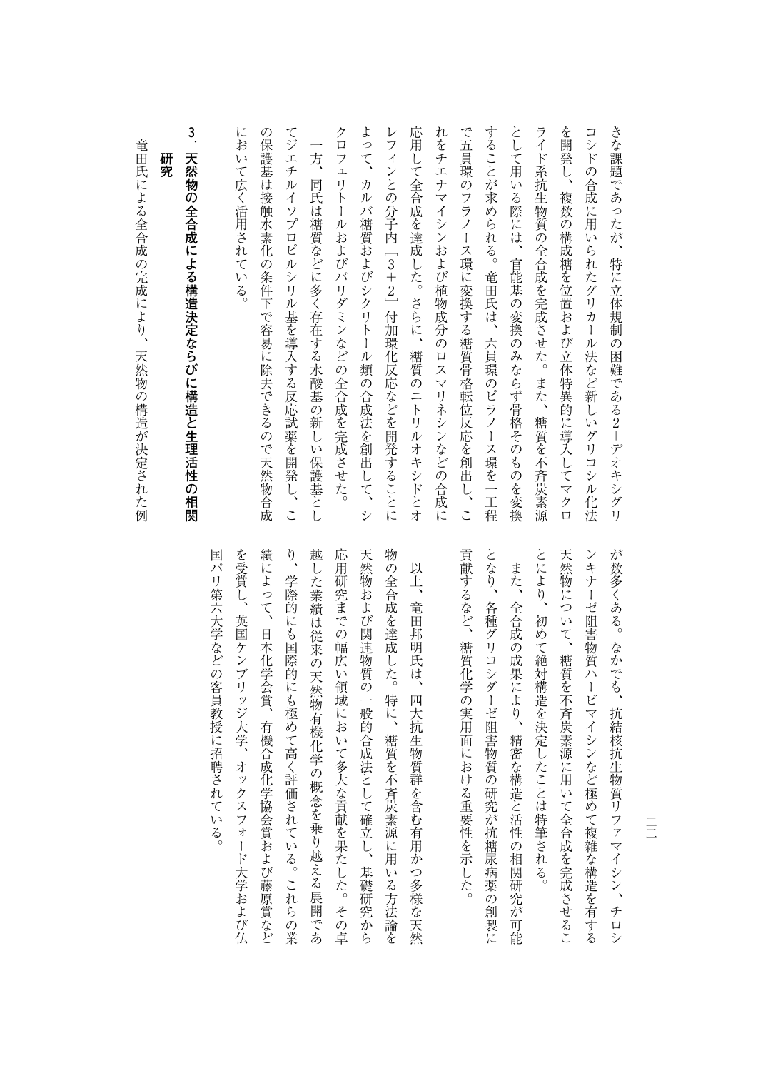きな課題であったが、特に立体規制の困難である２－デオキシグリコシドの合成に用いられたグリカール法など新しいグリコシル化法を開発し、複数の構成糖を位置および立体特異的に導入してマクロライド系抗生物質の全合成を完成させた。また、糖質を不斉炭素源として用いる際には、官能基の変換のみならず骨格そのものを変換することが求められる。竜田氏は、六員環のピラノース環を一工程で五員環のフラノース環に変換する糖質骨格転位反応を創出し、これをチエナマイシンおよび植物成分のロスマリネシンなどの合成に応用して全合成を達成した。さらに、糖質のニトリルオキシドとオレフィンとの分子内［３＋２］付加環化反応などを開発することによって、カルバ糖質およびシクリトール類の合成法を創出して、シクロフェリトールおよびバリダミンなどの全合成を完成させた。

一方、同氏は糖質などに多く存在する水酸基の新しい保護基としてジエチルイソプロピルシリル基を導入する反応試薬を開発し、この保護基は接触水素化の条件下で容易に除去できるので天然物合成において広く活用されている。

### ３．天然物の全合成による構造決定ならびに構造と生理活性の相関研究

竜田氏による全合成の完成により、天然物の構造が決定された例が数多くある。なかでも、抗結核抗生物質リファマイシン、チロシンキナーゼ阻害物質ハービマイシンなど極めて複雑な構造を有する天然物について、糖質を不斉炭素源に用いて全合成を完成させることにより、初めて絶対構造を決定したことは特筆される。

また、全合成の成果により、精密な構造と活性の相関研究が可能となり、各種グリコシダーゼ阻害物質の研究が抗糖尿病薬の創製に貢献するなど、糖質化学の実用面における重要性を示した。

以上、竜田邦明氏は、四大抗生物質群を含む有用かつ多様な天然物の全合成を達成した。特に、糖質を不斉炭素源に用いる方法論を天然物および関連物質の一般的合成法として確立し、基礎研究から応用研究までの幅広い領域において多大な貢献を果たした。その卓越した業績は従来の天然物有機化学の概念を乗り越える展開であり、学際的にも国際的にも極めて高く評価されている。これらの業績によって、日本化学会賞、有機合成化学協会賞および藤原賞などを受賞し、英国ケンブリッジ大学、オックスフォード大学および仏国パリ第六大学などの客員教授に招聘されている。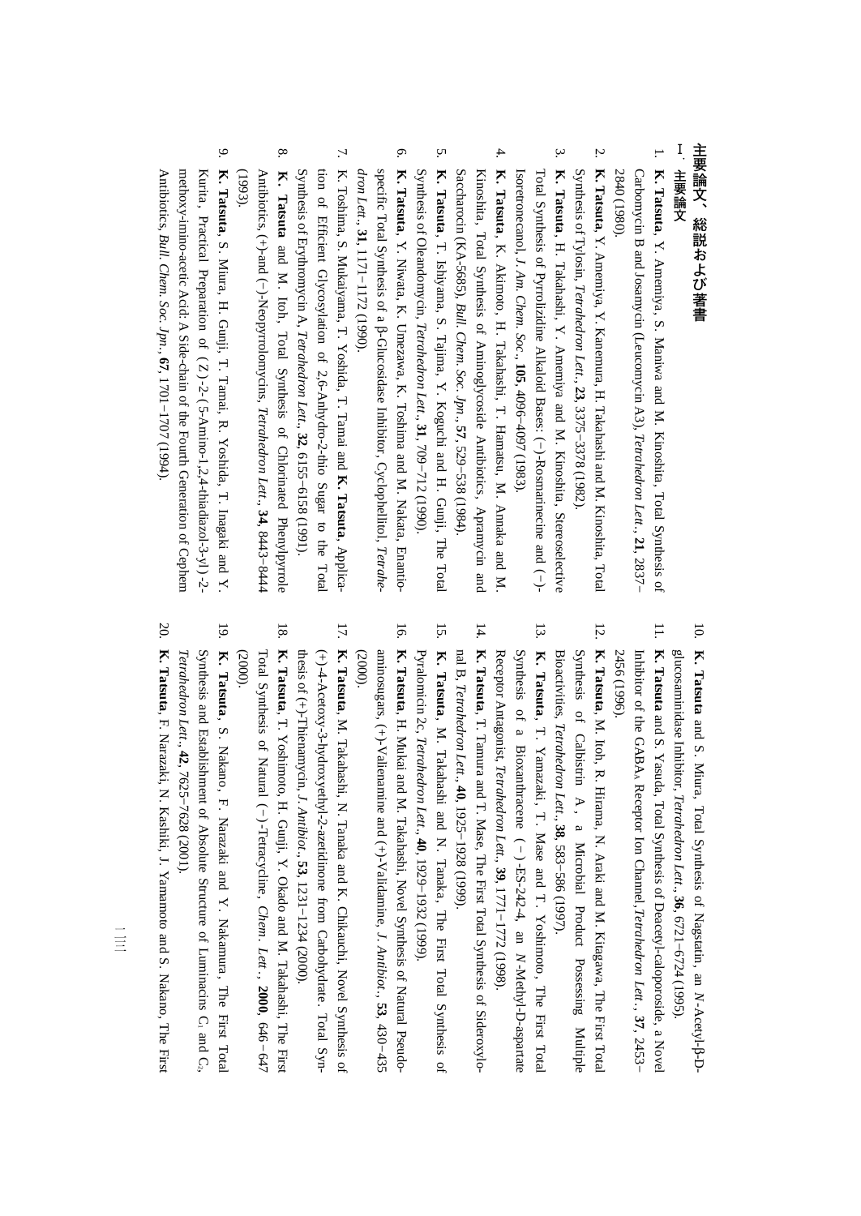# 主要論文、総説および著書

## I. 主要論文

1. **K. Tatsuta**, Y. Amemiya, S. Maniwa and M. Kinoshita, Total Synthesis of Carbomycin B and Josamycin (Leucomycin A3), *Tetrahedron Lett.*, **21**, 2837–2840 (1980).
2. **K. Tatsuta**, Y. Amemiya, Y. Kanemura, H. Takahashi and M. Kinoshita, Total Synthesis of Tylosin, *Tetrahedron Lett.*, **23**, 3375–3378 (1982).
3. **K. Tatsuta**, H. Takahashi, Y. Amemiya and M. Kinoshita, Stereoselective Total Synthesis of Pyrrolizidine Alkaloid Bases: (−)-Rosmarinecine and (−)-Isoretronecanol, *J. Am. Chem. Soc.*, **105**, 4096–4097 (1983).
4. **K. Tatsuta**, K. Akimoto, H. Takahashi, T. Hamatsu, M. Annaka and M. Kinoshita, Total Synthesis of Aminoglycoside Antibiotics, Apramycin and Saccharocin (KA-5685), *Bull. Chem. Soc. Jpn.*, **57**, 529–538 (1984).
5. **K. Tatsuta**, T. Ishiyama, S. Tajima, Y. Koguchi and H. Gunji, The Total Synthesis of Oleandomycin, *Tetrahedron Lett.*, **31**, 709–712 (1990).
6. **K. Tatsuta**, Y. Niwata, K. Umezawa, K. Toshima and M. Nakata, Enantiospecific Total Synthesis of a β-Glucosidase Inhibitor, Cyclophellitol, *Tetrahedron Lett.*, **31**, 1171–1172 (1990).
7. K. Toshima, S. Mukaiyama, T. Yoshida, T. Tamai and **K. Tatsuta**, Application of Efficient Glycosylation of 2,6-Anhydro-2-thio Sugar to the Total Synthesis of Erythromycin A, *Tetrahedron Lett.*, **32**, 6155–6158 (1991).
8. **K. Tatsuta** and M. Itoh, Total Synthesis of Chlorinated Phenylpyrrole Antibiotics, (+)-and (−)-Neopyrrolomycins, *Tetrahedron Lett.*, **34**, 8443–8444 (1993).
9. **K. Tatsuta**, S. Miura, H. Gunji, T. Tamai, R. Yoshida, T. Inagaki and Y. Kurita, Practical Preparation of (Z)-2-(5-Amino-1,2,4-thiadiazol-3-yl)-2-methoxy-imino-acetic Acid: A Side-chain of the Fourth Generation of Cephem Antibiotics, *Bull. Chem. Soc. Jpn.*, **67**, 1701–1707 (1994).
10. **K. Tatsuta** and S. Miura, Total Synthesis of Nagstatin, an *N*-Acetyl-β-D-glucosaminidase Inhibitor, *Tetrahedron Lett.*, **36**, 6721–6724 (1995).
11. **K. Tatsuta** and S. Yasuda, Total Synthesis of Deacetyl-caloporoside, a Novel Inhibitor of the GABA$_A$ Receptor Ion Channel, *Tetrahedron Lett.*, **37**, 2453–2456 (1996).
12. **K. Tatsuta**, M. Itoh, R. Hirama, N. Araki and M. Kitagawa, The First Total Synthesis of Calbistrin A, a Microbial Product Possessing Multiple Bioactivities, *Tetrahedron Lett.*, **38**, 583–586 (1997).
13. **K. Tatsuta**, T. Yamazaki, T. Mase and T. Yoshimoto, The First Total Synthesis of a Bioxanthracene (−)-ES-242-4, an *N*-Methyl-D-aspartate Receptor Antagonist, *Tetrahedron Lett.*, **39**, 1771–1772 (1998).
14. **K. Tatsuta**, T. Tamura and T. Mase, The First Total Synthesis of Sideroxylonal B, *Tetrahedron Lett.*, **40**, 1925–1928 (1999).
15. **K. Tatsuta**, M. Takahashi and N. Tanaka, The First Total Synthesis of Pyralomicin 2c, *Tetrahedron Lett.*, **40**, 1929–1932 (1999).
16. **K. Tatsuta**, H. Mukai and M. Takahashi, Novel Synthesis of Natural Pseudo-aminosugars, (+)-Valienamine and (+)-Validamine, *J. Antibiot.*, **53**, 430–435 (2000).
17. **K. Tatsuta**, M. Takahashi, N. Tanaka and K. Chikauchi, Novel Synthesis of (+)-4-Acetoxy-3-hydroxyethyl-2-azetidinone from Carbohydrate. Total Synthesis of (+)-Thienamycin, *J. Antibiot.*, **53**, 1231–1234 (2000).
18. **K. Tatsuta**, T. Yoshimoto, H. Gunji, Y. Okado and M. Takahashi, The First Total Synthesis of Natural (−)-Tetracycline, *Chem. Lett.*, **2000**, 646–647 (2000).
19. **K. Tatsuta**, S. Nakano, F. Narazaki and Y. Nakamura, The First Total Synthesis and Establishment of Absolute Structure of Luminacins C$_1$ and C$_2$, *Tetrahedron Lett.*, **42**, 7625–7628 (2001).
20. **K. Tatsuta**, F. Narazaki, N. Kashiki, J. Yamamoto and S. Nakano, The First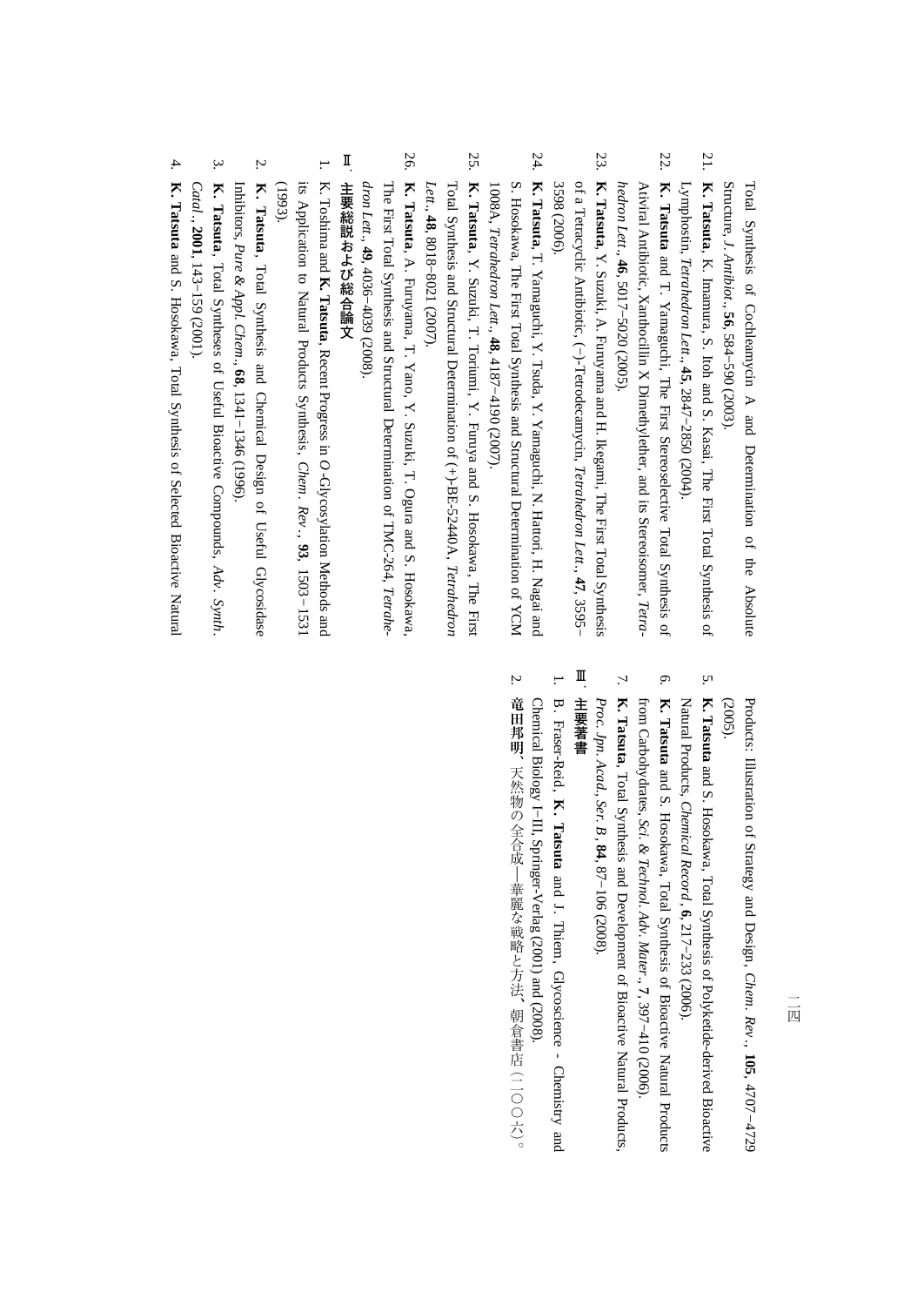Total Synthesis of Cochleamycin A and Determination of the Absolute Structure, *J. Antibiot.*, **56**, 584–590 (2003).

21. **K. Tatsuta**, K. Imamura, S. Itoh and S. Kasai, The First Total Synthesis of Lymphostin, *Tetrahedron Lett.*, **45**, 2847–2850 (2004).

22. **K. Tatsuta** and T. Yamaguchi, The First Stereoselective Total Synthesis of Ativiral Antibiotic, Xanthocillin X Dimethylether, and its Stereoisomer, *Tetrahedron Lett.*, **46**, 5017–5020 (2005).

23. **K. Tatsuta**, Y. Suzuki, A. Furuyama and H. Ikegami, The First Total Synthesis of a Tetracyclic Antibiotic, (−)-Tetrodecamycin, *Tetrahedron Lett.*, **47**, 3595–3598 (2006).

24. **K. Tatsuta**, T. Yamaguchi, Y. Tsuda, Y. Yamaguchi, N. Hattori, H. Nagai and S. Hosokawa, The First Total Synthesis and Structural Determination of YCM 1008A, *Tetrahedron Lett.*, **48**, 4187–4190 (2007).

25. **K. Tatsuta**, Y. Suzuki, T. Toriumi, Y. Furuya and S. Hosokawa, The First Total Synthesis and Structural Determination of (+)-BE-52440A, *Tetrahedron Lett.*, **48**, 8018–8021 (2007).

26. **K. Tatsuta**, A. Furuyama, T. Yano, Y. Suzuki, T. Ogura and S. Hosokawa, The First Total Synthesis and Structural Determination of TMC-264, *Tetrahedron Lett.*, **49**, 4036–4039 (2008).

## Ⅱ．主要総説および総合論文

1. K. Toshima and **K. Tatsuta**, Recent Progress in O-Glycosylation Methods and its Application to Natural Products Synthesis, *Chem. Rev.*, **93**, 1503–1531 (1993).

2. **K. Tatsuta**, Total Synthesis and Chemical Design of Useful Glycosidase Inhibitors, *Pure & Appl. Chem.*, **68**, 1341–1346 (1996).

3. **K. Tatsuta**, Total Syntheses of Useful Bioactive Compounds, *Adv. Synth. Catal.*, **2001**, 143–159 (2001).

4. **K. Tatsuta** and S. Hosokawa, Total Synthesis of Selected Bioactive Natural Products: Illustration of Strategy and Design, *Chem. Rev.*, **105**, 4707–4729 (2005).

5. **K. Tatsuta** and S. Hosokawa, Total Synthesis of Polyketide-derived Bioactive Natural Products, *Chemical Record*, **6**, 217–233 (2006).

6. **K. Tatsuta** and S. Hosokawa, Total Synthesis of Bioactive Natural Products from Carbohydrates, *Sci. & Technol. Adv. Mater.*, **7**, 397–410 (2006).

7. **K. Tatsuta**, Total Synthesis and Development of Bioactive Natural Products, *Proc. Jpn. Acad., Ser. B*, **84**, 87–106 (2008).

## Ⅲ．主要著書

1. B. Fraser-Reid, **K. Tatsuta** and J. Thiem, Glycoscience - Chemistry and Chemical Biology I–III, Springer-Verlag (2001) and (2008).

2. **竜田邦明**「天然物の全合成—華麗な戦略と方法」朝倉書店（二〇〇六）。